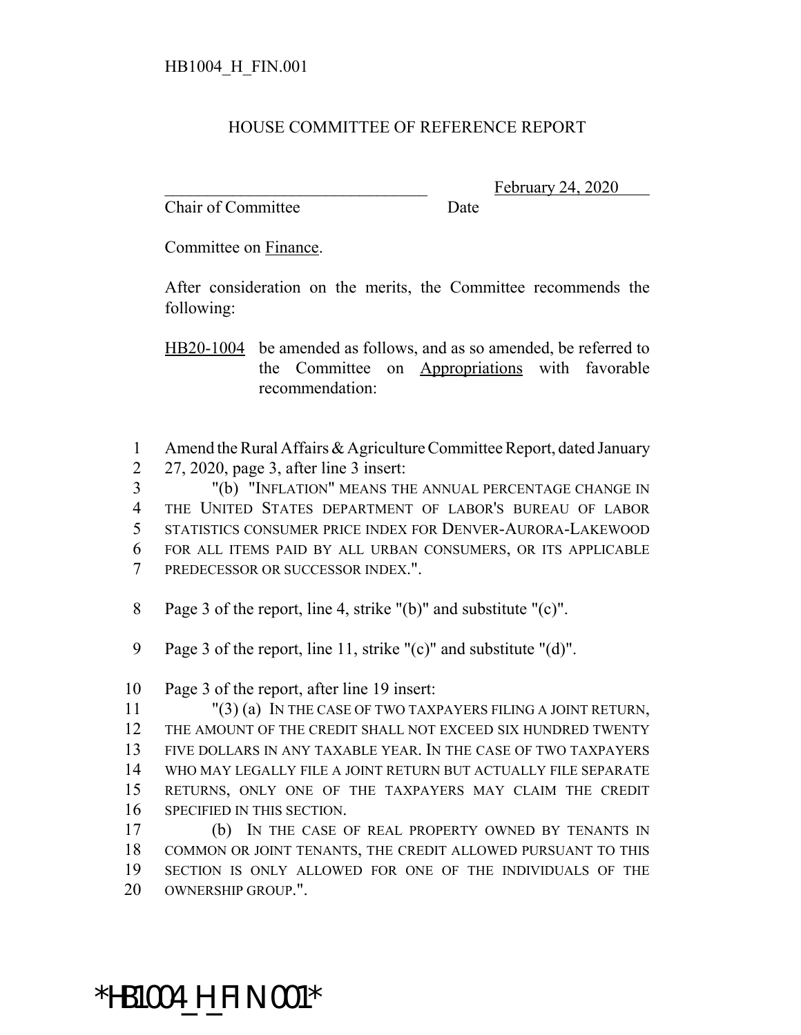HB1004_H_FIN.001

# HOUSE COMMITTEE OF REFERENCE REPORT

_______________________________ February 24, 2020
Chair of Committee Date

Committee on Finance.

After consideration on the merits, the Committee recommends the following:

HB20-1004 be amended as follows, and as so amended, be referred to the Committee on Appropriations with favorable recommendation:

1 Amend the Rural Affairs & Agriculture Committee Report, dated January
2 27, 2020, page 3, after line 3 insert:
3 "(b) "INFLATION" MEANS THE ANNUAL PERCENTAGE CHANGE IN
4 THE UNITED STATES DEPARTMENT OF LABOR'S BUREAU OF LABOR
5 STATISTICS CONSUMER PRICE INDEX FOR DENVER-AURORA-LAKEWOOD
6 FOR ALL ITEMS PAID BY ALL URBAN CONSUMERS, OR ITS APPLICABLE
7 PREDECESSOR OR SUCCESSOR INDEX.".

8 Page 3 of the report, line 4, strike "(b)" and substitute "(c)".

9 Page 3 of the report, line 11, strike "(c)" and substitute "(d)".

10 Page 3 of the report, after line 19 insert:
11 "(3) (a) IN THE CASE OF TWO TAXPAYERS FILING A JOINT RETURN,
12 THE AMOUNT OF THE CREDIT SHALL NOT EXCEED SIX HUNDRED TWENTY
13 FIVE DOLLARS IN ANY TAXABLE YEAR. IN THE CASE OF TWO TAXPAYERS
14 WHO MAY LEGALLY FILE A JOINT RETURN BUT ACTUALLY FILE SEPARATE
15 RETURNS, ONLY ONE OF THE TAXPAYERS MAY CLAIM THE CREDIT
16 SPECIFIED IN THIS SECTION.
17 (b) IN THE CASE OF REAL PROPERTY OWNED BY TENANTS IN
18 COMMON OR JOINT TENANTS, THE CREDIT ALLOWED PURSUANT TO THIS
19 SECTION IS ONLY ALLOWED FOR ONE OF THE INDIVIDUALS OF THE
20 OWNERSHIP GROUP.".

*HB1004_H_FIN.001*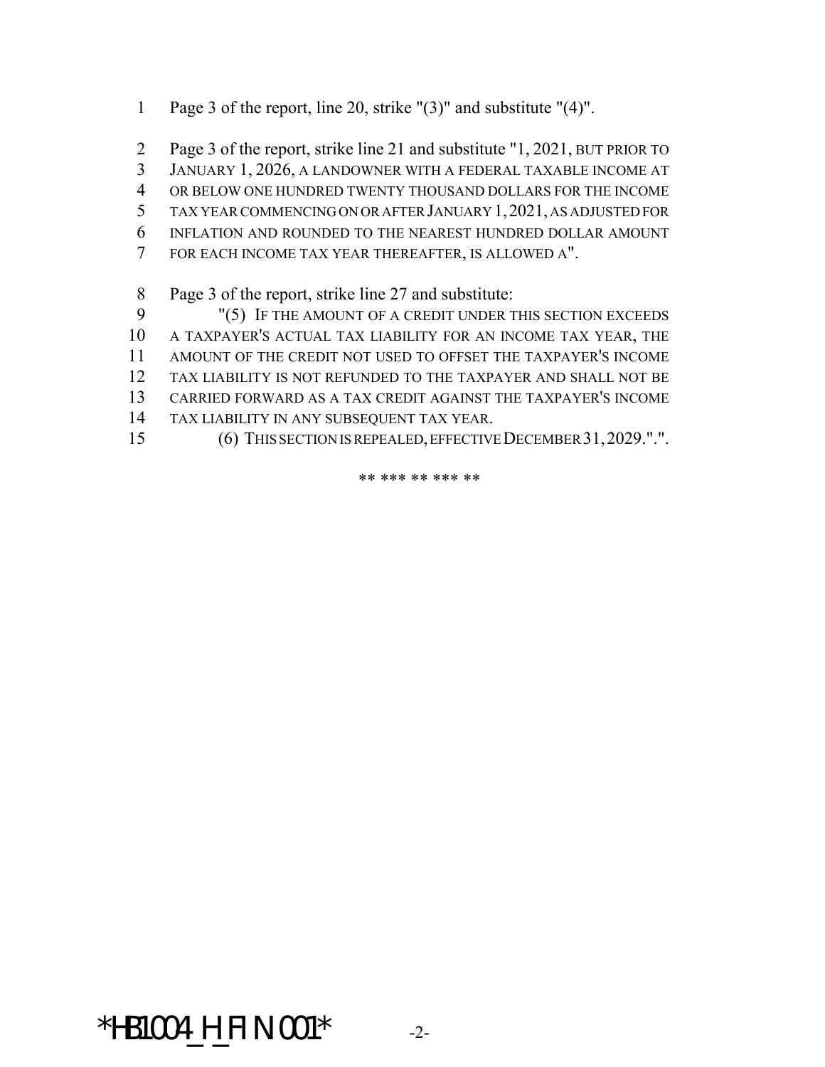Page 3 of the report, line 20, strike "(3)" and substitute "(4)".

Page 3 of the report, strike line 21 and substitute "1, 2021, BUT PRIOR TO JANUARY 1, 2026, A LANDOWNER WITH A FEDERAL TAXABLE INCOME AT OR BELOW ONE HUNDRED TWENTY THOUSAND DOLLARS FOR THE INCOME TAX YEAR COMMENCING ON OR AFTER JANUARY 1, 2021, AS ADJUSTED FOR INFLATION AND ROUNDED TO THE NEAREST HUNDRED DOLLAR AMOUNT FOR EACH INCOME TAX YEAR THEREAFTER, IS ALLOWED A".

Page 3 of the report, strike line 27 and substitute:

"(5) IF THE AMOUNT OF A CREDIT UNDER THIS SECTION EXCEEDS A TAXPAYER'S ACTUAL TAX LIABILITY FOR AN INCOME TAX YEAR, THE AMOUNT OF THE CREDIT NOT USED TO OFFSET THE TAXPAYER'S INCOME TAX LIABILITY IS NOT REFUNDED TO THE TAXPAYER AND SHALL NOT BE CARRIED FORWARD AS A TAX CREDIT AGAINST THE TAXPAYER'S INCOME TAX LIABILITY IN ANY SUBSEQUENT TAX YEAR.

(6) THIS SECTION IS REPEALED, EFFECTIVE DECEMBER 31, 2029.".".

** *** ** *** **

*HB1004_H_FIN.001*